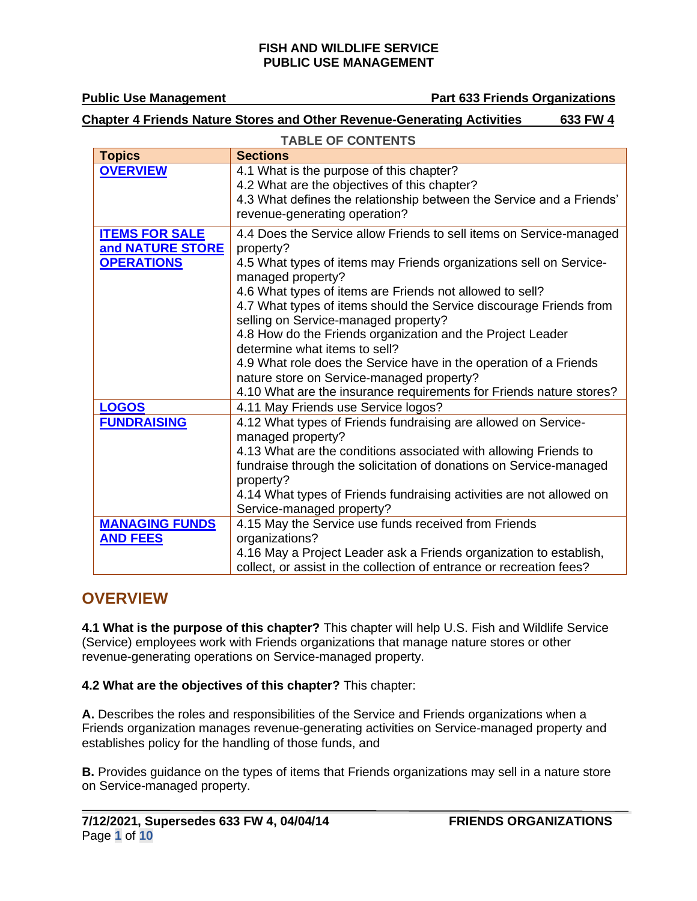**FISH AND WILDLIFE SERVICE**
**PUBLIC USE MANAGEMENT**

**Public Use Management** — **Part 633 Friends Organizations**

**Chapter 4 Friends Nature Stores and Other Revenue-Generating Activities** — **633 FW 4**

**TABLE OF CONTENTS**

| Topics | Sections |
|---|---|
| **OVERVIEW** | 4.1 What is the purpose of this chapter?<br>4.2 What are the objectives of this chapter?<br>4.3 What defines the relationship between the Service and a Friends' revenue-generating operation? |
| **ITEMS FOR SALE and NATURE STORE OPERATIONS** | 4.4 Does the Service allow Friends to sell items on Service-managed property?<br>4.5 What types of items may Friends organizations sell on Service-managed property?<br>4.6 What types of items are Friends not allowed to sell?<br>4.7 What types of items should the Service discourage Friends from selling on Service-managed property?<br>4.8 How do the Friends organization and the Project Leader determine what items to sell?<br>4.9 What role does the Service have in the operation of a Friends nature store on Service-managed property?<br>4.10 What are the insurance requirements for Friends nature stores? |
| **LOGOS** | 4.11 May Friends use Service logos? |
| **FUNDRAISING** | 4.12 What types of Friends fundraising are allowed on Service-managed property?<br>4.13 What are the conditions associated with allowing Friends to fundraise through the solicitation of donations on Service-managed property?<br>4.14 What types of Friends fundraising activities are not allowed on Service-managed property? |
| **MANAGING FUNDS AND FEES** | 4.15 May the Service use funds received from Friends organizations?<br>4.16 May a Project Leader ask a Friends organization to establish, collect, or assist in the collection of entrance or recreation fees? |

## OVERVIEW

**4.1 What is the purpose of this chapter?** This chapter will help U.S. Fish and Wildlife Service (Service) employees work with Friends organizations that manage nature stores or other revenue-generating operations on Service-managed property.

**4.2 What are the objectives of this chapter?** This chapter:

**A.** Describes the roles and responsibilities of the Service and Friends organizations when a Friends organization manages revenue-generating activities on Service-managed property and establishes policy for the handling of those funds, and

**B.** Provides guidance on the types of items that Friends organizations may sell in a nature store on Service-managed property.

**7/12/2021, Supersedes 633 FW 4, 04/04/14** — **FRIENDS ORGANIZATIONS**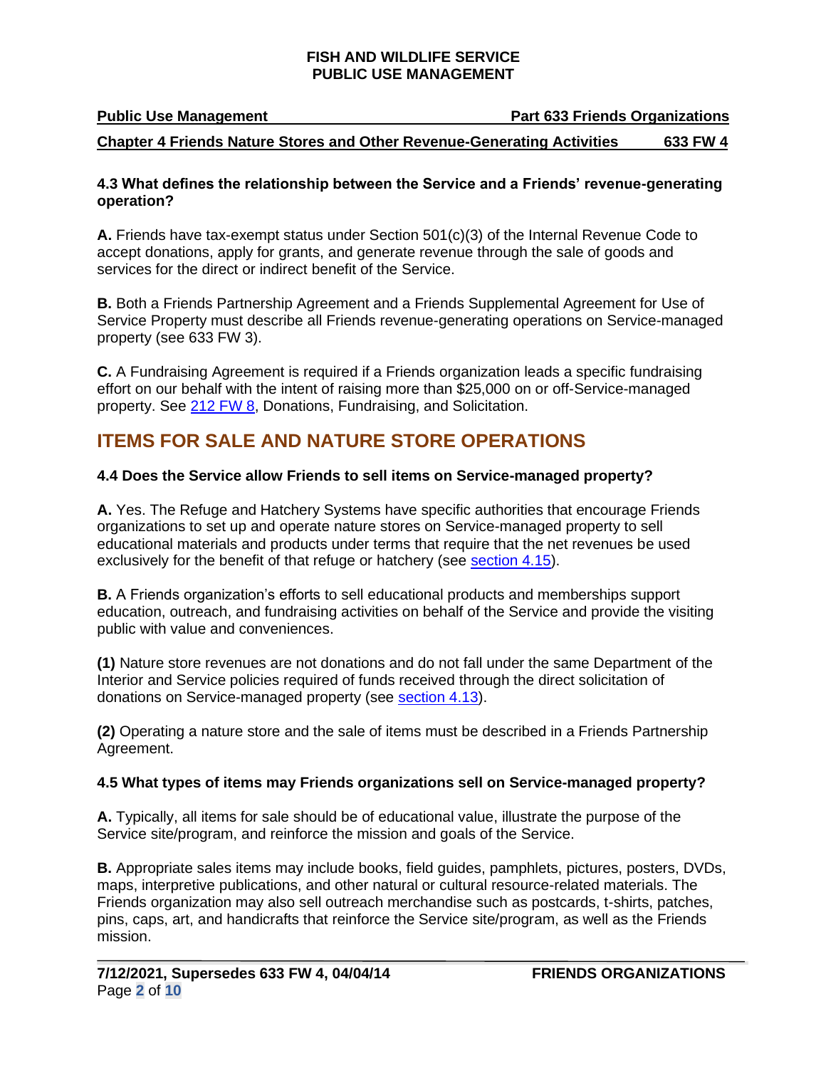### 4.3 What defines the relationship between the Service and a Friends' revenue-generating operation?

**A.** Friends have tax-exempt status under Section 501(c)(3) of the Internal Revenue Code to accept donations, apply for grants, and generate revenue through the sale of goods and services for the direct or indirect benefit of the Service.

**B.** Both a Friends Partnership Agreement and a Friends Supplemental Agreement for Use of Service Property must describe all Friends revenue-generating operations on Service-managed property (see 633 FW 3).

**C.** A Fundraising Agreement is required if a Friends organization leads a specific fundraising effort on our behalf with the intent of raising more than $25,000 on or off-Service-managed property. See 212 FW 8, Donations, Fundraising, and Solicitation.

## ITEMS FOR SALE AND NATURE STORE OPERATIONS

### 4.4 Does the Service allow Friends to sell items on Service-managed property?

**A.** Yes. The Refuge and Hatchery Systems have specific authorities that encourage Friends organizations to set up and operate nature stores on Service-managed property to sell educational materials and products under terms that require that the net revenues be used exclusively for the benefit of that refuge or hatchery (see section 4.15).

**B.** A Friends organization's efforts to sell educational products and memberships support education, outreach, and fundraising activities on behalf of the Service and provide the visiting public with value and conveniences.

**(1)** Nature store revenues are not donations and do not fall under the same Department of the Interior and Service policies required of funds received through the direct solicitation of donations on Service-managed property (see section 4.13).

**(2)** Operating a nature store and the sale of items must be described in a Friends Partnership Agreement.

### 4.5 What types of items may Friends organizations sell on Service-managed property?

**A.** Typically, all items for sale should be of educational value, illustrate the purpose of the Service site/program, and reinforce the mission and goals of the Service.

**B.** Appropriate sales items may include books, field guides, pamphlets, pictures, posters, DVDs, maps, interpretive publications, and other natural or cultural resource-related materials. The Friends organization may also sell outreach merchandise such as postcards, t-shirts, patches, pins, caps, art, and handicrafts that reinforce the Service site/program, as well as the Friends mission.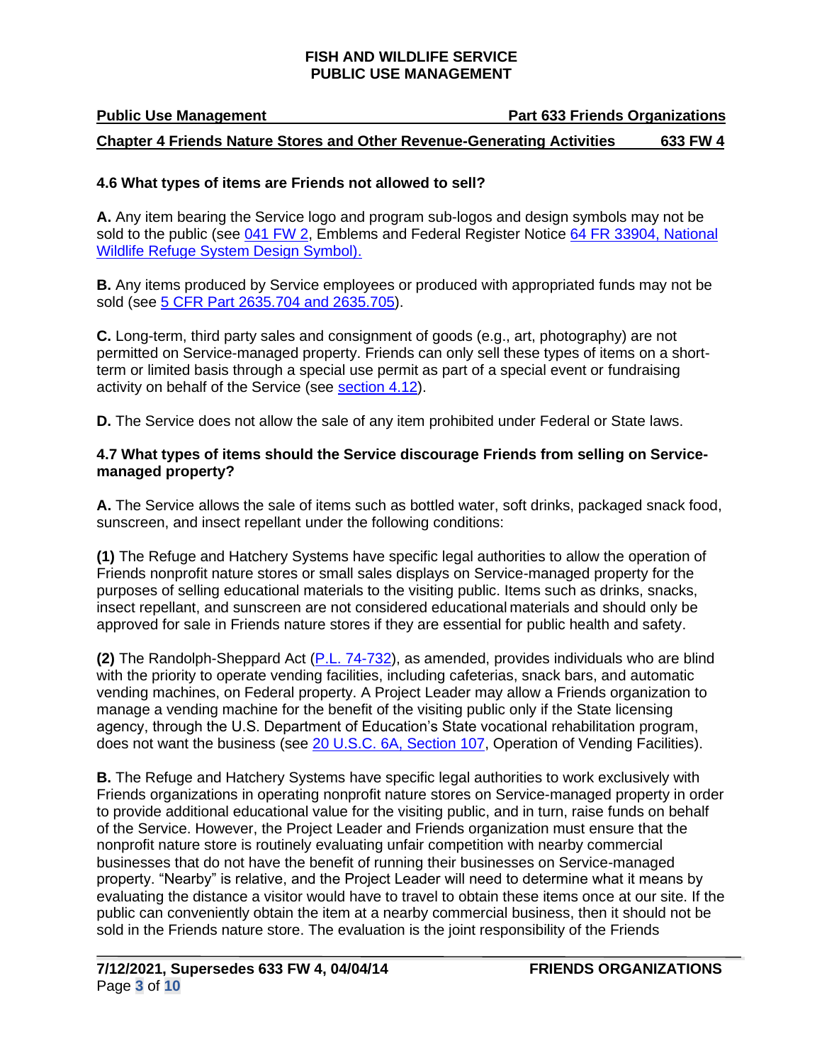**4.6 What types of items are Friends not allowed to sell?**

**A.** Any item bearing the Service logo and program sub-logos and design symbols may not be sold to the public (see 041 FW 2, Emblems and Federal Register Notice 64 FR 33904, National Wildlife Refuge System Design Symbol).

**B.** Any items produced by Service employees or produced with appropriated funds may not be sold (see 5 CFR Part 2635.704 and 2635.705).

**C.** Long-term, third party sales and consignment of goods (e.g., art, photography) are not permitted on Service-managed property. Friends can only sell these types of items on a short-term or limited basis through a special use permit as part of a special event or fundraising activity on behalf of the Service (see section 4.12).

**D.** The Service does not allow the sale of any item prohibited under Federal or State laws.

**4.7 What types of items should the Service discourage Friends from selling on Service-managed property?**

**A.** The Service allows the sale of items such as bottled water, soft drinks, packaged snack food, sunscreen, and insect repellant under the following conditions:

**(1)** The Refuge and Hatchery Systems have specific legal authorities to allow the operation of Friends nonprofit nature stores or small sales displays on Service-managed property for the purposes of selling educational materials to the visiting public. Items such as drinks, snacks, insect repellant, and sunscreen are not considered educational materials and should only be approved for sale in Friends nature stores if they are essential for public health and safety.

**(2)** The Randolph-Sheppard Act (P.L. 74-732), as amended, provides individuals who are blind with the priority to operate vending facilities, including cafeterias, snack bars, and automatic vending machines, on Federal property. A Project Leader may allow a Friends organization to manage a vending machine for the benefit of the visiting public only if the State licensing agency, through the U.S. Department of Education's State vocational rehabilitation program, does not want the business (see 20 U.S.C. 6A, Section 107, Operation of Vending Facilities).

**B.** The Refuge and Hatchery Systems have specific legal authorities to work exclusively with Friends organizations in operating nonprofit nature stores on Service-managed property in order to provide additional educational value for the visiting public, and in turn, raise funds on behalf of the Service. However, the Project Leader and Friends organization must ensure that the nonprofit nature store is routinely evaluating unfair competition with nearby commercial businesses that do not have the benefit of running their businesses on Service-managed property. "Nearby" is relative, and the Project Leader will need to determine what it means by evaluating the distance a visitor would have to travel to obtain these items once at our site. If the public can conveniently obtain the item at a nearby commercial business, then it should not be sold in the Friends nature store. The evaluation is the joint responsibility of the Friends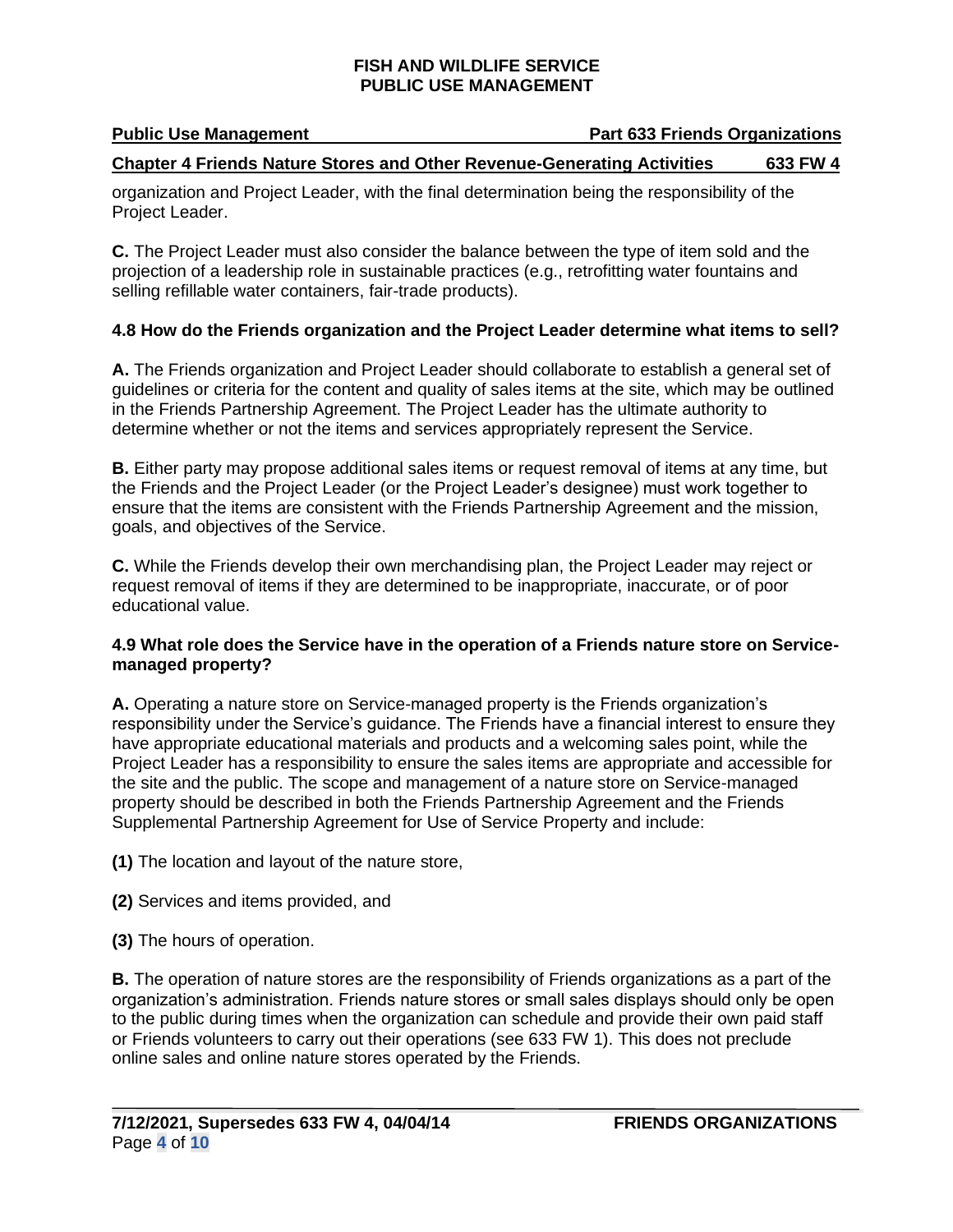organization and Project Leader, with the final determination being the responsibility of the Project Leader.

**C.** The Project Leader must also consider the balance between the type of item sold and the projection of a leadership role in sustainable practices (e.g., retrofitting water fountains and selling refillable water containers, fair-trade products).

### 4.8 How do the Friends organization and the Project Leader determine what items to sell?

**A.** The Friends organization and Project Leader should collaborate to establish a general set of guidelines or criteria for the content and quality of sales items at the site, which may be outlined in the Friends Partnership Agreement. The Project Leader has the ultimate authority to determine whether or not the items and services appropriately represent the Service.

**B.** Either party may propose additional sales items or request removal of items at any time, but the Friends and the Project Leader (or the Project Leader's designee) must work together to ensure that the items are consistent with the Friends Partnership Agreement and the mission, goals, and objectives of the Service.

**C.** While the Friends develop their own merchandising plan, the Project Leader may reject or request removal of items if they are determined to be inappropriate, inaccurate, or of poor educational value.

### 4.9 What role does the Service have in the operation of a Friends nature store on Service-managed property?

**A.** Operating a nature store on Service-managed property is the Friends organization's responsibility under the Service's guidance. The Friends have a financial interest to ensure they have appropriate educational materials and products and a welcoming sales point, while the Project Leader has a responsibility to ensure the sales items are appropriate and accessible for the site and the public. The scope and management of a nature store on Service-managed property should be described in both the Friends Partnership Agreement and the Friends Supplemental Partnership Agreement for Use of Service Property and include:

**(1)** The location and layout of the nature store,

**(2)** Services and items provided, and

**(3)** The hours of operation.

**B.** The operation of nature stores are the responsibility of Friends organizations as a part of the organization's administration. Friends nature stores or small sales displays should only be open to the public during times when the organization can schedule and provide their own paid staff or Friends volunteers to carry out their operations (see 633 FW 1). This does not preclude online sales and online nature stores operated by the Friends.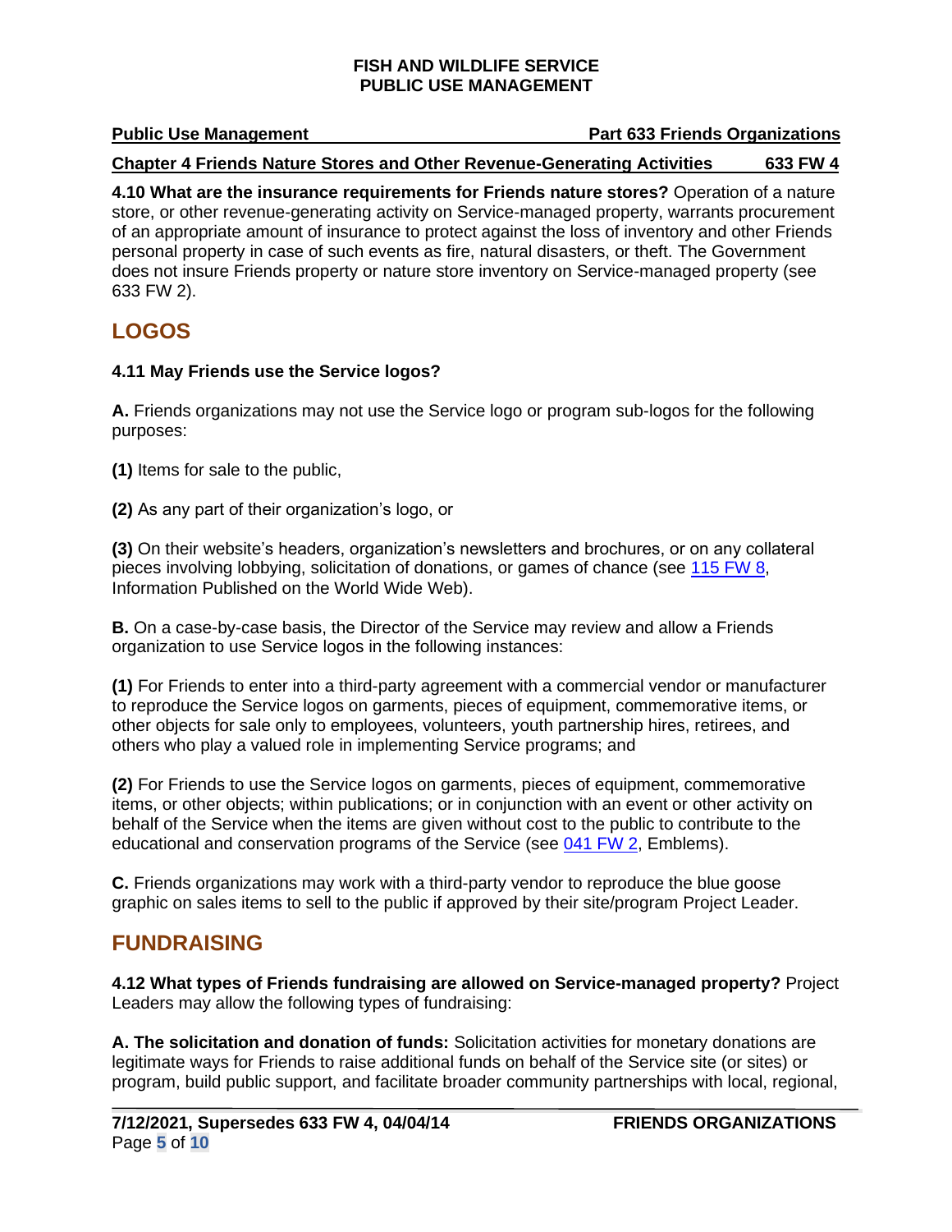**4.10 What are the insurance requirements for Friends nature stores?** Operation of a nature store, or other revenue-generating activity on Service-managed property, warrants procurement of an appropriate amount of insurance to protect against the loss of inventory and other Friends personal property in case of such events as fire, natural disasters, or theft. The Government does not insure Friends property or nature store inventory on Service-managed property (see 633 FW 2).

## LOGOS

**4.11 May Friends use the Service logos?**

**A.** Friends organizations may not use the Service logo or program sub-logos for the following purposes:

**(1)** Items for sale to the public,

**(2)** As any part of their organization's logo, or

**(3)** On their website's headers, organization's newsletters and brochures, or on any collateral pieces involving lobbying, solicitation of donations, or games of chance (see 115 FW 8, Information Published on the World Wide Web).

**B.** On a case-by-case basis, the Director of the Service may review and allow a Friends organization to use Service logos in the following instances:

**(1)** For Friends to enter into a third-party agreement with a commercial vendor or manufacturer to reproduce the Service logos on garments, pieces of equipment, commemorative items, or other objects for sale only to employees, volunteers, youth partnership hires, retirees, and others who play a valued role in implementing Service programs; and

**(2)** For Friends to use the Service logos on garments, pieces of equipment, commemorative items, or other objects; within publications; or in conjunction with an event or other activity on behalf of the Service when the items are given without cost to the public to contribute to the educational and conservation programs of the Service (see 041 FW 2, Emblems).

**C.** Friends organizations may work with a third-party vendor to reproduce the blue goose graphic on sales items to sell to the public if approved by their site/program Project Leader.

## FUNDRAISING

**4.12 What types of Friends fundraising are allowed on Service-managed property?** Project Leaders may allow the following types of fundraising:

**A. The solicitation and donation of funds:** Solicitation activities for monetary donations are legitimate ways for Friends to raise additional funds on behalf of the Service site (or sites) or program, build public support, and facilitate broader community partnerships with local, regional,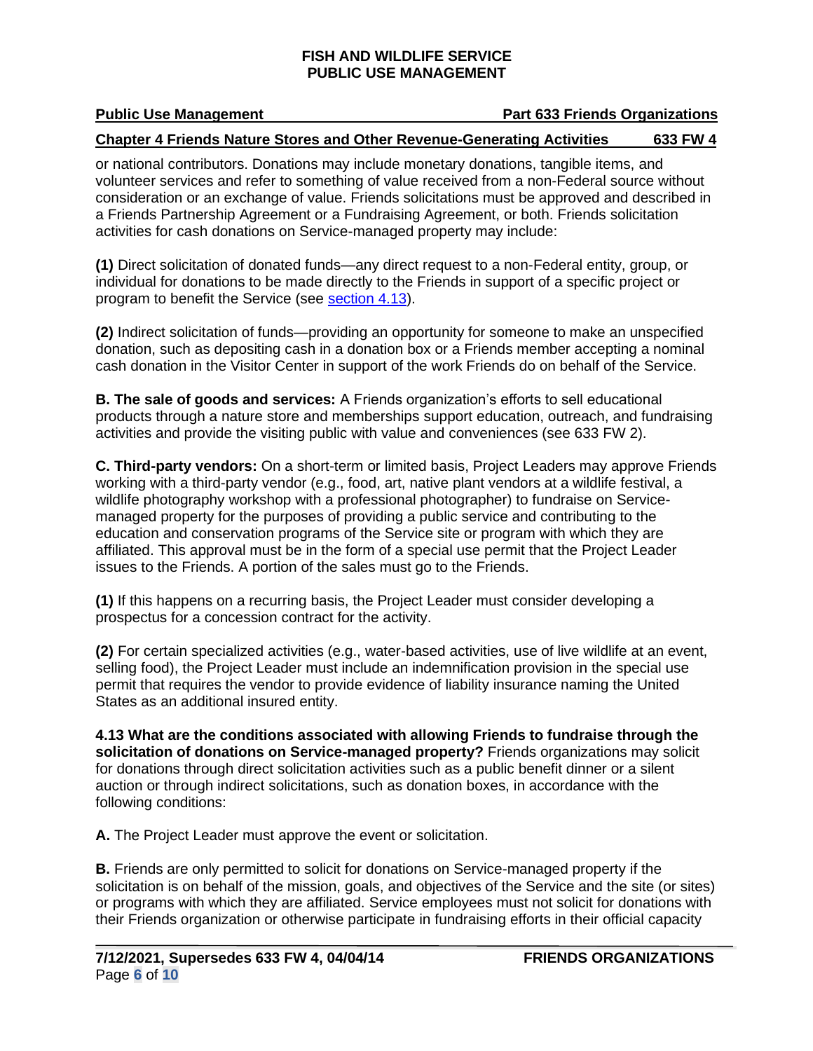or national contributors. Donations may include monetary donations, tangible items, and volunteer services and refer to something of value received from a non-Federal source without consideration or an exchange of value. Friends solicitations must be approved and described in a Friends Partnership Agreement or a Fundraising Agreement, or both. Friends solicitation activities for cash donations on Service-managed property may include:

**(1)** Direct solicitation of donated funds—any direct request to a non-Federal entity, group, or individual for donations to be made directly to the Friends in support of a specific project or program to benefit the Service (see section 4.13).

**(2)** Indirect solicitation of funds—providing an opportunity for someone to make an unspecified donation, such as depositing cash in a donation box or a Friends member accepting a nominal cash donation in the Visitor Center in support of the work Friends do on behalf of the Service.

**B. The sale of goods and services:** A Friends organization's efforts to sell educational products through a nature store and memberships support education, outreach, and fundraising activities and provide the visiting public with value and conveniences (see 633 FW 2).

**C. Third-party vendors:** On a short-term or limited basis, Project Leaders may approve Friends working with a third-party vendor (e.g., food, art, native plant vendors at a wildlife festival, a wildlife photography workshop with a professional photographer) to fundraise on Service-managed property for the purposes of providing a public service and contributing to the education and conservation programs of the Service site or program with which they are affiliated. This approval must be in the form of a special use permit that the Project Leader issues to the Friends. A portion of the sales must go to the Friends.

**(1)** If this happens on a recurring basis, the Project Leader must consider developing a prospectus for a concession contract for the activity.

**(2)** For certain specialized activities (e.g., water-based activities, use of live wildlife at an event, selling food), the Project Leader must include an indemnification provision in the special use permit that requires the vendor to provide evidence of liability insurance naming the United States as an additional insured entity.

**4.13 What are the conditions associated with allowing Friends to fundraise through the solicitation of donations on Service-managed property?** Friends organizations may solicit for donations through direct solicitation activities such as a public benefit dinner or a silent auction or through indirect solicitations, such as donation boxes, in accordance with the following conditions:

**A.** The Project Leader must approve the event or solicitation.

**B.** Friends are only permitted to solicit for donations on Service-managed property if the solicitation is on behalf of the mission, goals, and objectives of the Service and the site (or sites) or programs with which they are affiliated. Service employees must not solicit for donations with their Friends organization or otherwise participate in fundraising efforts in their official capacity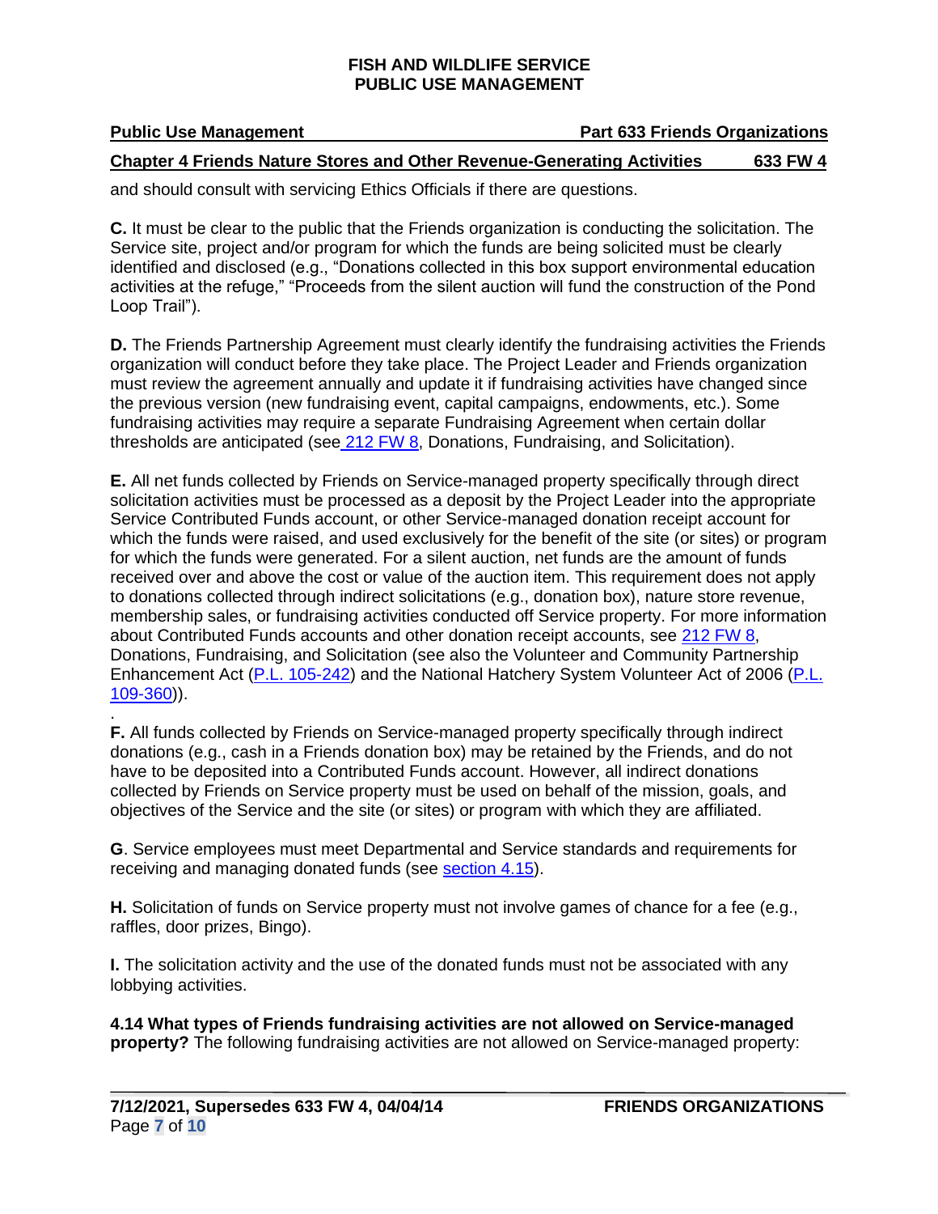and should consult with servicing Ethics Officials if there are questions.

**C.** It must be clear to the public that the Friends organization is conducting the solicitation. The Service site, project and/or program for which the funds are being solicited must be clearly identified and disclosed (e.g., "Donations collected in this box support environmental education activities at the refuge," "Proceeds from the silent auction will fund the construction of the Pond Loop Trail").

**D.** The Friends Partnership Agreement must clearly identify the fundraising activities the Friends organization will conduct before they take place. The Project Leader and Friends organization must review the agreement annually and update it if fundraising activities have changed since the previous version (new fundraising event, capital campaigns, endowments, etc.). Some fundraising activities may require a separate Fundraising Agreement when certain dollar thresholds are anticipated (see 212 FW 8, Donations, Fundraising, and Solicitation).

**E.** All net funds collected by Friends on Service-managed property specifically through direct solicitation activities must be processed as a deposit by the Project Leader into the appropriate Service Contributed Funds account, or other Service-managed donation receipt account for which the funds were raised, and used exclusively for the benefit of the site (or sites) or program for which the funds were generated. For a silent auction, net funds are the amount of funds received over and above the cost or value of the auction item. This requirement does not apply to donations collected through indirect solicitations (e.g., donation box), nature store revenue, membership sales, or fundraising activities conducted off Service property. For more information about Contributed Funds accounts and other donation receipt accounts, see 212 FW 8, Donations, Fundraising, and Solicitation (see also the Volunteer and Community Partnership Enhancement Act (P.L. 105-242) and the National Hatchery System Volunteer Act of 2006 (P.L. 109-360)).

**F.** All funds collected by Friends on Service-managed property specifically through indirect donations (e.g., cash in a Friends donation box) may be retained by the Friends, and do not have to be deposited into a Contributed Funds account. However, all indirect donations collected by Friends on Service property must be used on behalf of the mission, goals, and objectives of the Service and the site (or sites) or program with which they are affiliated.

**G**. Service employees must meet Departmental and Service standards and requirements for receiving and managing donated funds (see section 4.15).

**H.** Solicitation of funds on Service property must not involve games of chance for a fee (e.g., raffles, door prizes, Bingo).

**I.** The solicitation activity and the use of the donated funds must not be associated with any lobbying activities.

**4.14 What types of Friends fundraising activities are not allowed on Service-managed property?** The following fundraising activities are not allowed on Service-managed property: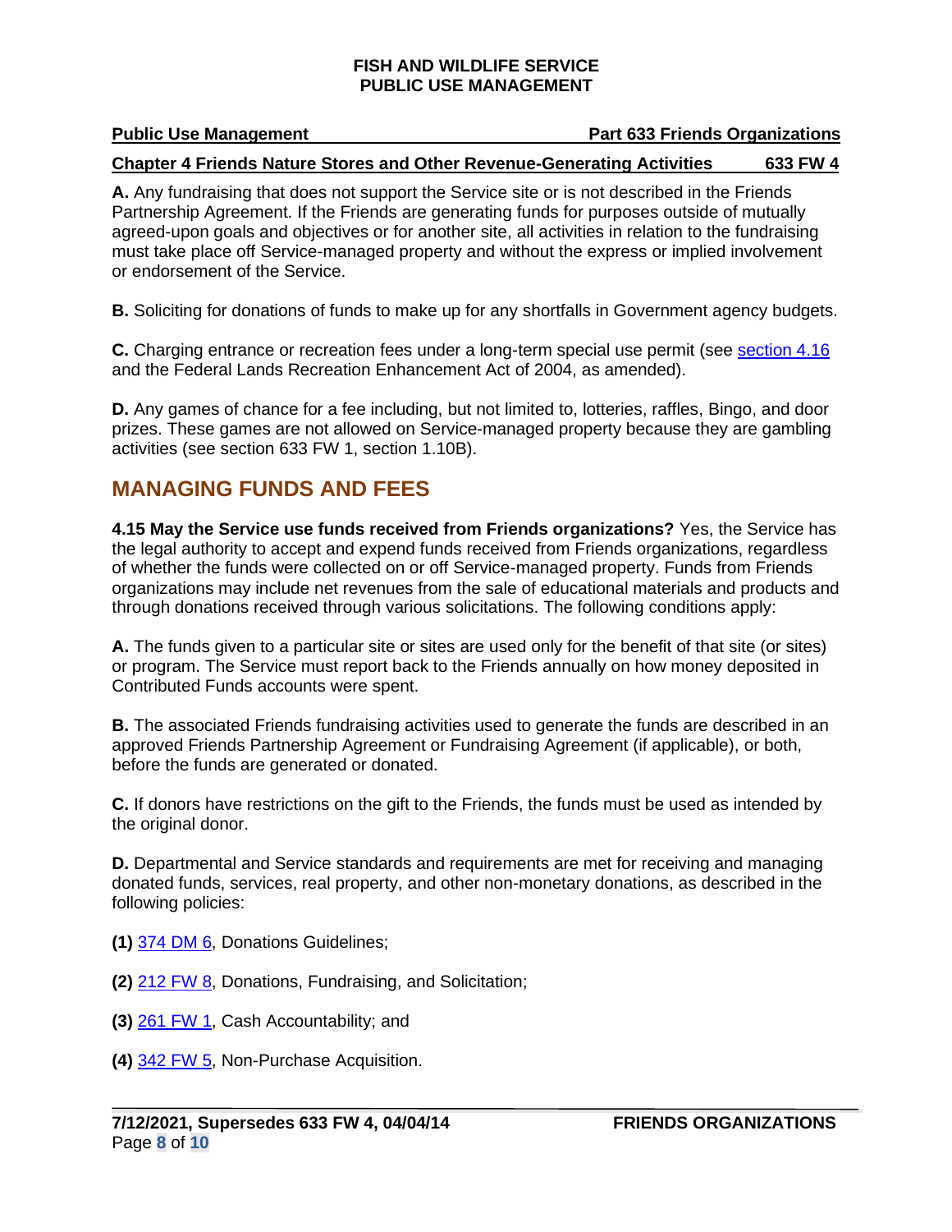**A.** Any fundraising that does not support the Service site or is not described in the Friends Partnership Agreement. If the Friends are generating funds for purposes outside of mutually agreed-upon goals and objectives or for another site, all activities in relation to the fundraising must take place off Service-managed property and without the express or implied involvement or endorsement of the Service.

**B.** Soliciting for donations of funds to make up for any shortfalls in Government agency budgets.

**C.** Charging entrance or recreation fees under a long-term special use permit (see section 4.16 and the Federal Lands Recreation Enhancement Act of 2004, as amended).

**D.** Any games of chance for a fee including, but not limited to, lotteries, raffles, Bingo, and door prizes. These games are not allowed on Service-managed property because they are gambling activities (see section 633 FW 1, section 1.10B).

## MANAGING FUNDS AND FEES

**4.15 May the Service use funds received from Friends organizations?** Yes, the Service has the legal authority to accept and expend funds received from Friends organizations, regardless of whether the funds were collected on or off Service-managed property. Funds from Friends organizations may include net revenues from the sale of educational materials and products and through donations received through various solicitations. The following conditions apply:

**A.** The funds given to a particular site or sites are used only for the benefit of that site (or sites) or program. The Service must report back to the Friends annually on how money deposited in Contributed Funds accounts were spent.

**B.** The associated Friends fundraising activities used to generate the funds are described in an approved Friends Partnership Agreement or Fundraising Agreement (if applicable), or both, before the funds are generated or donated.

**C.** If donors have restrictions on the gift to the Friends, the funds must be used as intended by the original donor.

**D.** Departmental and Service standards and requirements are met for receiving and managing donated funds, services, real property, and other non-monetary donations, as described in the following policies:

**(1)** 374 DM 6, Donations Guidelines;

**(2)** 212 FW 8, Donations, Fundraising, and Solicitation;

**(3)** 261 FW 1, Cash Accountability; and

**(4)** 342 FW 5, Non-Purchase Acquisition.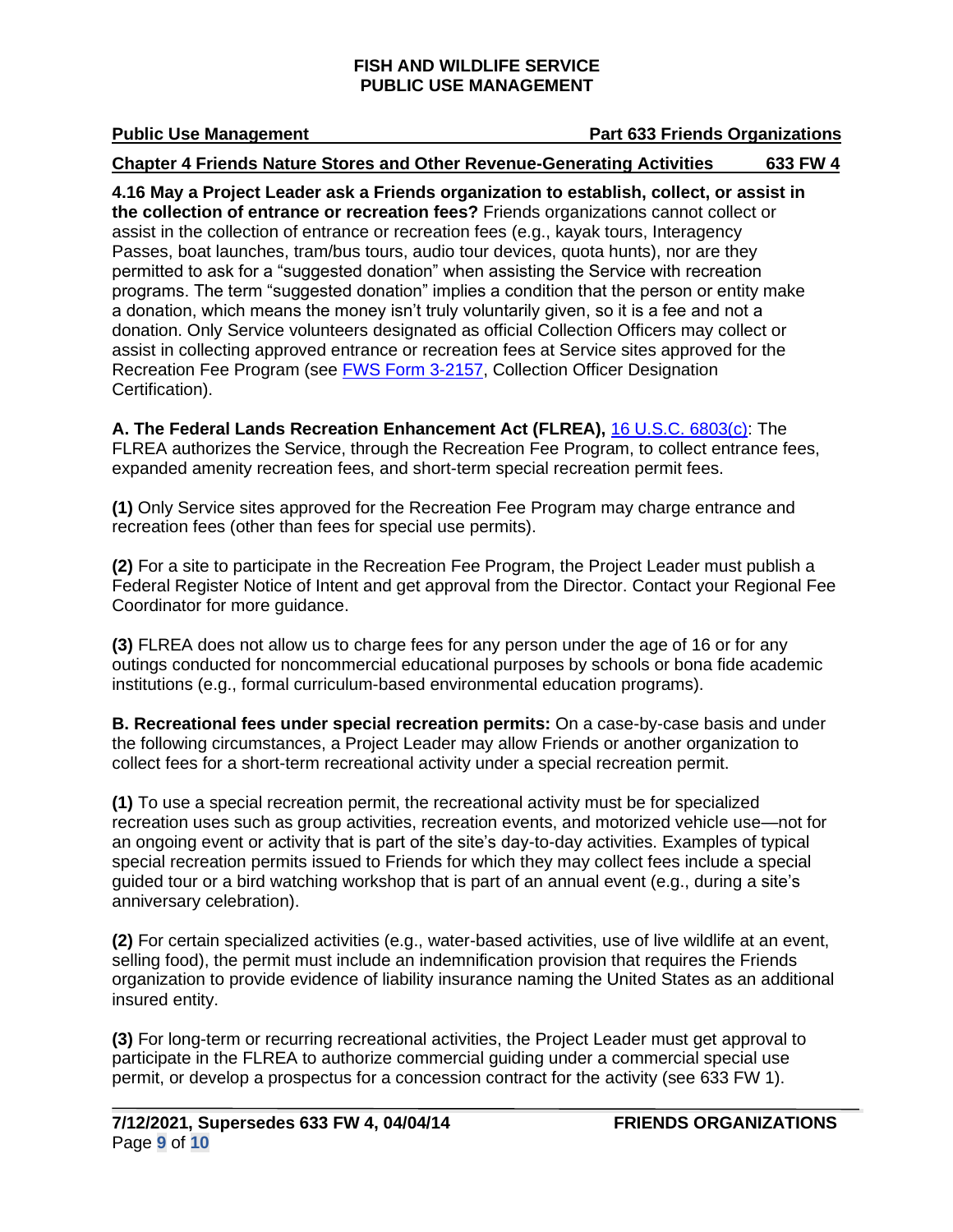**4.16 May a Project Leader ask a Friends organization to establish, collect, or assist in the collection of entrance or recreation fees?** Friends organizations cannot collect or assist in the collection of entrance or recreation fees (e.g., kayak tours, Interagency Passes, boat launches, tram/bus tours, audio tour devices, quota hunts), nor are they permitted to ask for a "suggested donation" when assisting the Service with recreation programs. The term "suggested donation" implies a condition that the person or entity make a donation, which means the money isn't truly voluntarily given, so it is a fee and not a donation. Only Service volunteers designated as official Collection Officers may collect or assist in collecting approved entrance or recreation fees at Service sites approved for the Recreation Fee Program (see FWS Form 3-2157, Collection Officer Designation Certification).

**A. The Federal Lands Recreation Enhancement Act (FLREA),** 16 U.S.C. 6803(c): The FLREA authorizes the Service, through the Recreation Fee Program, to collect entrance fees, expanded amenity recreation fees, and short-term special recreation permit fees.

**(1)** Only Service sites approved for the Recreation Fee Program may charge entrance and recreation fees (other than fees for special use permits).

**(2)** For a site to participate in the Recreation Fee Program, the Project Leader must publish a Federal Register Notice of Intent and get approval from the Director. Contact your Regional Fee Coordinator for more guidance.

**(3)** FLREA does not allow us to charge fees for any person under the age of 16 or for any outings conducted for noncommercial educational purposes by schools or bona fide academic institutions (e.g., formal curriculum-based environmental education programs).

**B. Recreational fees under special recreation permits:** On a case-by-case basis and under the following circumstances, a Project Leader may allow Friends or another organization to collect fees for a short-term recreational activity under a special recreation permit.

**(1)** To use a special recreation permit, the recreational activity must be for specialized recreation uses such as group activities, recreation events, and motorized vehicle use—not for an ongoing event or activity that is part of the site's day-to-day activities. Examples of typical special recreation permits issued to Friends for which they may collect fees include a special guided tour or a bird watching workshop that is part of an annual event (e.g., during a site's anniversary celebration).

**(2)** For certain specialized activities (e.g., water-based activities, use of live wildlife at an event, selling food), the permit must include an indemnification provision that requires the Friends organization to provide evidence of liability insurance naming the United States as an additional insured entity.

**(3)** For long-term or recurring recreational activities, the Project Leader must get approval to participate in the FLREA to authorize commercial guiding under a commercial special use permit, or develop a prospectus for a concession contract for the activity (see 633 FW 1).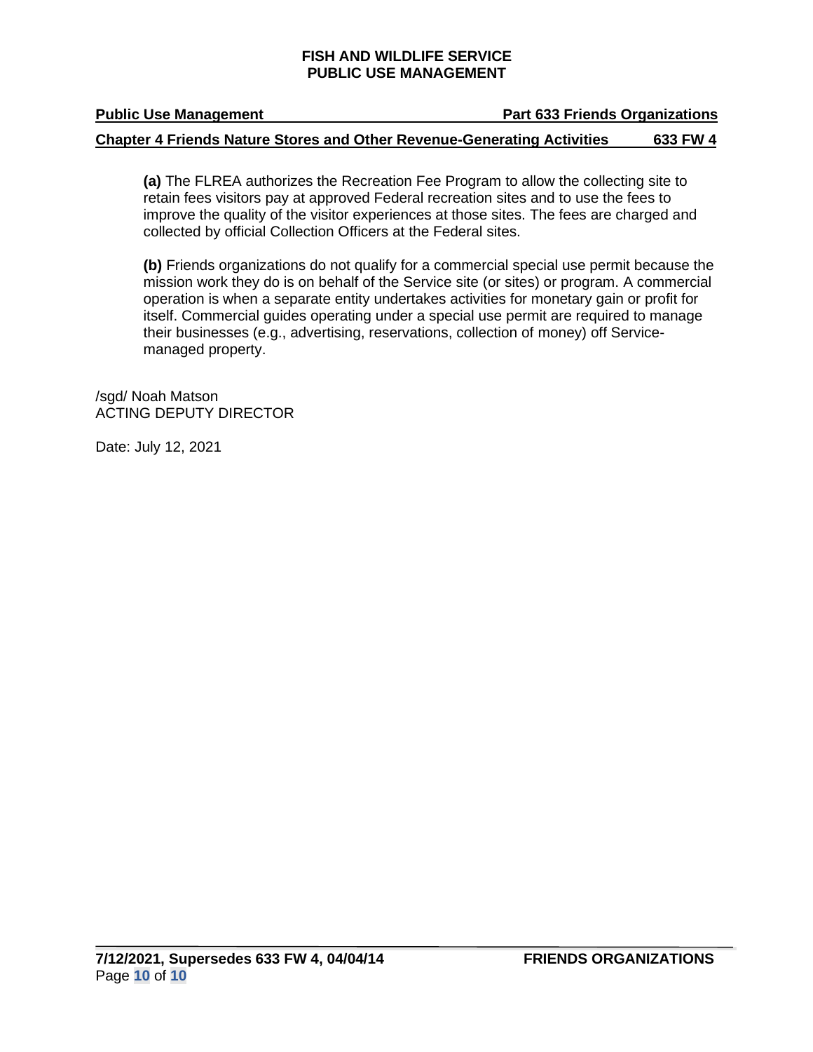**(a)** The FLREA authorizes the Recreation Fee Program to allow the collecting site to retain fees visitors pay at approved Federal recreation sites and to use the fees to improve the quality of the visitor experiences at those sites. The fees are charged and collected by official Collection Officers at the Federal sites.

**(b)** Friends organizations do not qualify for a commercial special use permit because the mission work they do is on behalf of the Service site (or sites) or program. A commercial operation is when a separate entity undertakes activities for monetary gain or profit for itself. Commercial guides operating under a special use permit are required to manage their businesses (e.g., advertising, reservations, collection of money) off Service-managed property.

/sgd/ Noah Matson
ACTING DEPUTY DIRECTOR

Date: July 12, 2021